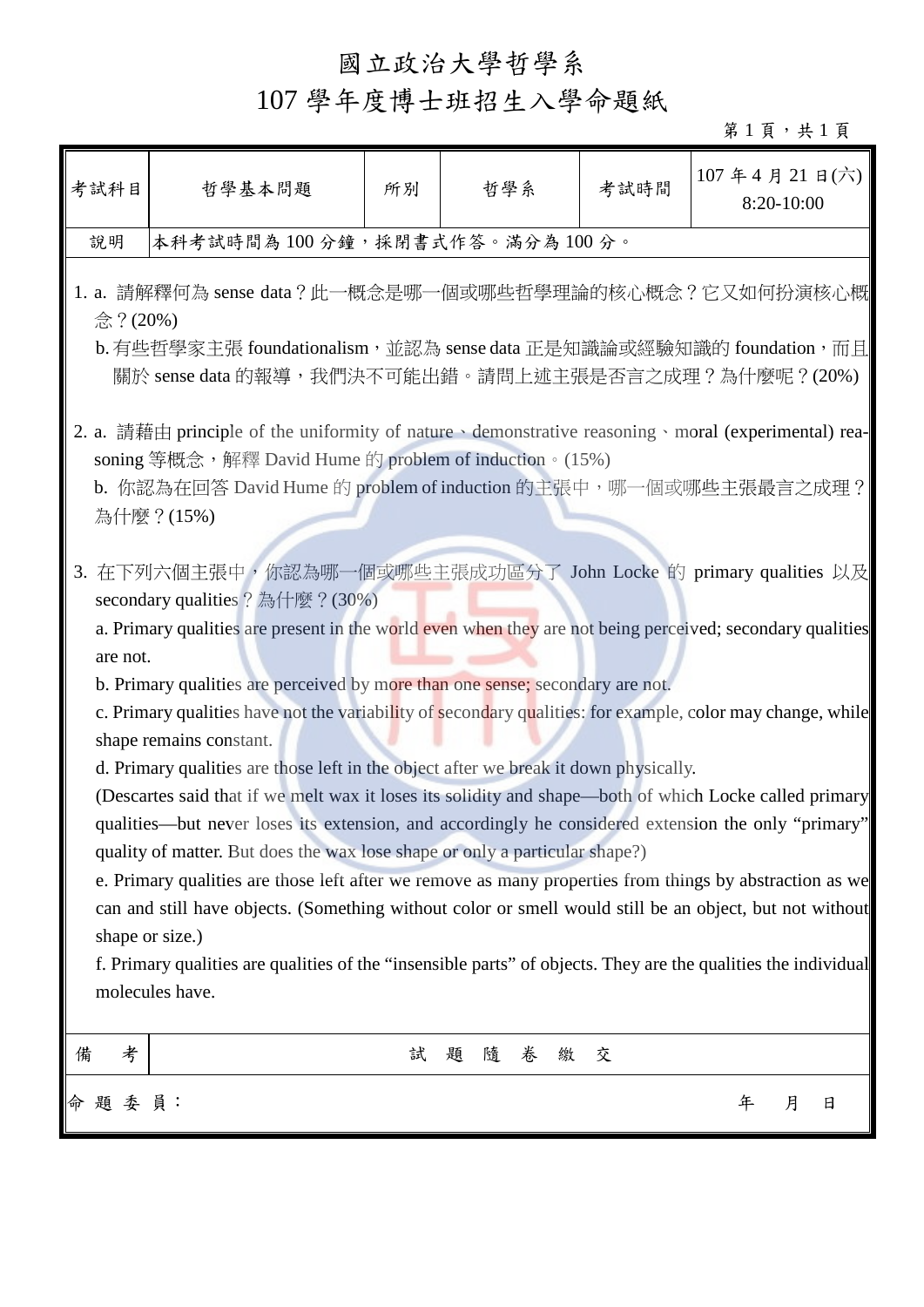# 國立政治大學哲學系
# 107 學年度博士班招生入學命題紙

| 考試科目 | 哲學基本問題 | 所別 | 哲學系 | 考試時間 | 107 年 4 月 21 日(六) 8:20-10:00 |
|---|---|---|---|---|---|
| 說明 | 本科考試時間為 100 分鐘，採閉書式作答。滿分為 100 分。 | | | | |

1. a. 請解釋何為 sense data？此一概念是哪一個或哪些哲學理論的核心概念？它又如何扮演核心概念？(20%)

   b. 有些哲學家主張 foundationalism，並認為 sense data 正是知識論或經驗知識的 foundation，而且關於 sense data 的報導，我們決不可能出錯。請問上述主張是否言之成理？為什麼呢？(20%)

2. a. 請藉由 principle of the uniformity of nature、demonstrative reasoning、moral (experimental) reasoning 等概念，解釋 David Hume 的 problem of induction。(15%)

   b. 你認為在回答 David Hume 的 problem of induction 的主張中，哪一個或哪些主張最言之成理？為什麼？(15%)

3. 在下列六個主張中，你認為哪一個或哪些主張成功區分了 John Locke 的 primary qualities 以及 secondary qualities？為什麼？(30%)

   a. Primary qualities are present in the world even when they are not being perceived; secondary qualities are not.

   b. Primary qualities are perceived by more than one sense; secondary are not.

   c. Primary qualities have not the variability of secondary qualities: for example, color may change, while shape remains constant.

   d. Primary qualities are those left in the object after we break it down physically.
   (Descartes said that if we melt wax it loses its solidity and shape—both of which Locke called primary qualities—but never loses its extension, and accordingly he considered extension the only "primary" quality of matter. But does the wax lose shape or only a particular shape?)

   e. Primary qualities are those left after we remove as many properties from things by abstraction as we can and still have objects. (Something without color or smell would still be an object, but not without shape or size.)

   f. Primary qualities are qualities of the "insensible parts" of objects. They are the qualities the individual molecules have.

| 備考 | 試題隨卷繳交 |
|---|---|

命題委員：　　　　年　月　日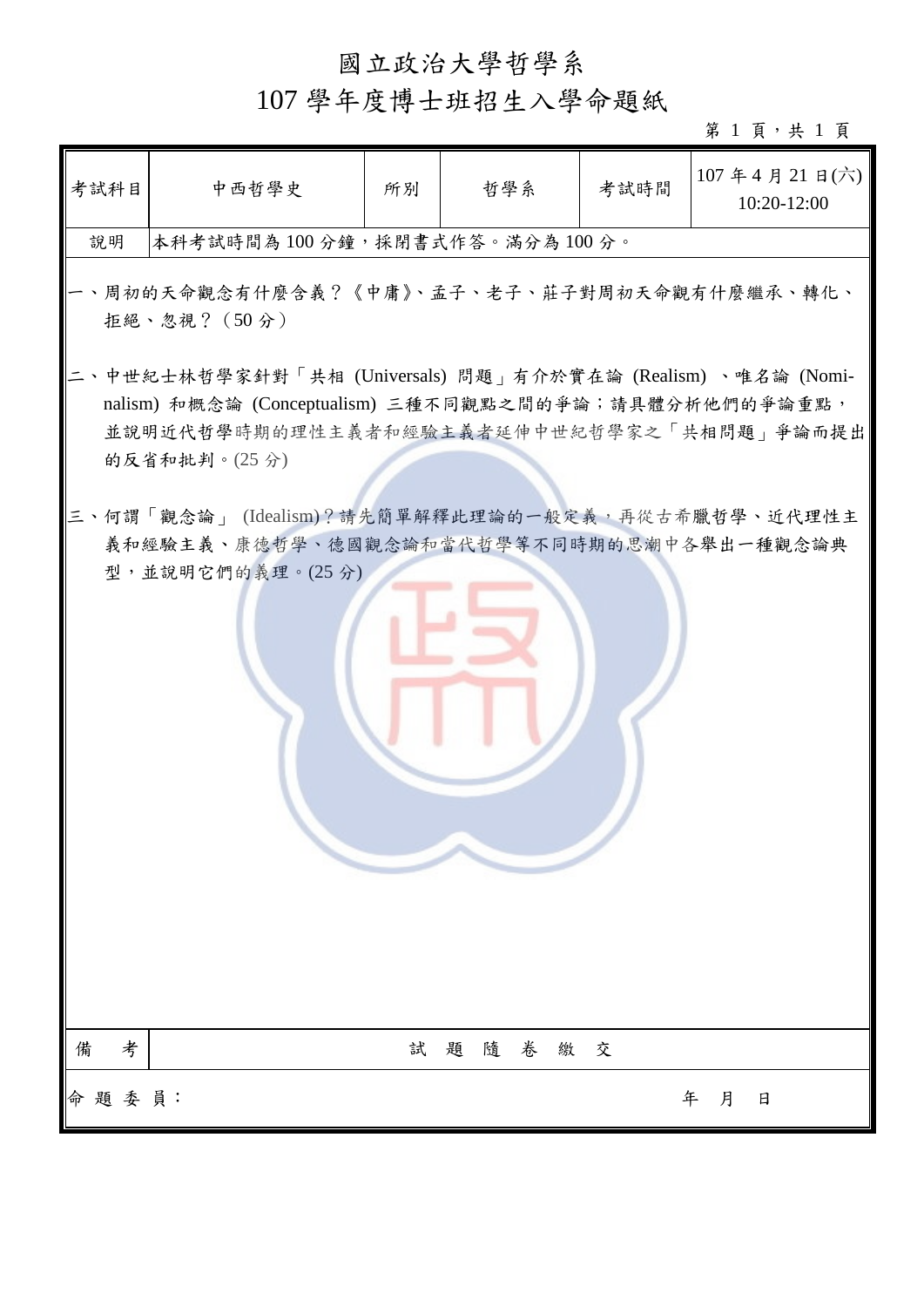# 國立政治大學哲學系
# 107 學年度博士班招生入學命題紙

| 考試科目 | 中西哲學史 | 所別 | 哲學系 | 考試時間 | 107 年 4 月 21 日(六) 10:20-12:00 |
|---|---|---|---|---|---|
| 說明 | 本科考試時間為 100 分鐘，採閉書式作答。滿分為 100 分。 | | | | |

一、周初的天命觀念有什麼含義？《中庸》、孟子、老子、莊子對周初天命觀有什麼繼承、轉化、拒絕、忽視？（50 分）

二、中世紀士林哲學家針對「共相 (Universals) 問題」有介於實在論 (Realism) 、唯名論 (Nominalism) 和概念論 (Conceptualism) 三種不同觀點之間的爭論；請具體分析他們的爭論重點，並說明近代哲學時期的理性主義者和經驗主義者延伸中世紀哲學家之「共相問題」爭論而提出的反省和批判。(25 分)

三、何謂「觀念論」 (Idealism)？請先簡單解釋此理論的一般定義，再從古希臘哲學、近代理性主義和經驗主義、康德哲學、德國觀念論和當代哲學等不同時期的思潮中各舉出一種觀念論典型，並說明它們的義理。(25 分)

| 備　考 | 試 題 隨 卷 繳 交 |
|---|---|

命 題 委 員： 　　　　年　月　日